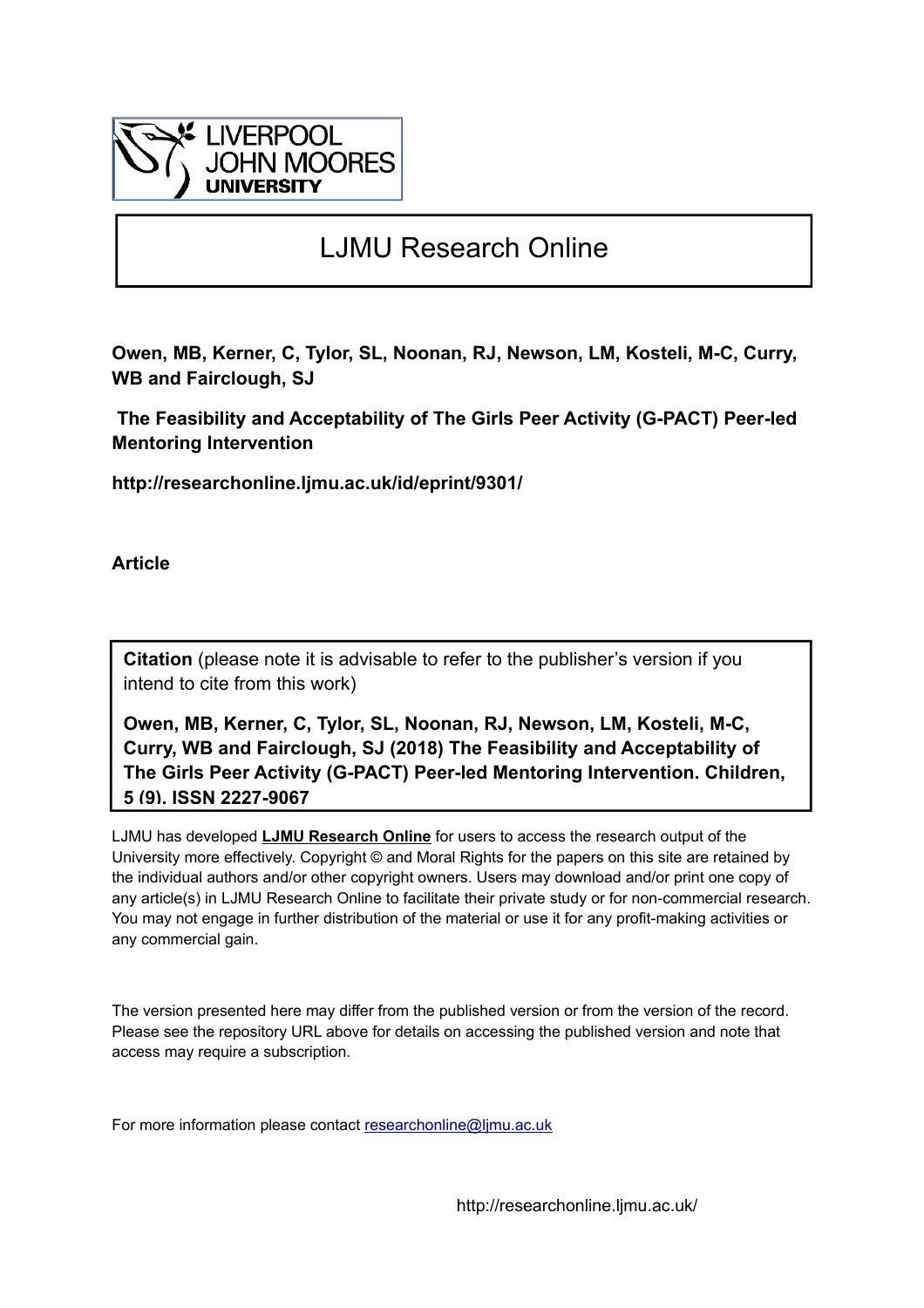LIVERPOOL JOHN MOORES UNIVERSITY

# LJMU Research Online

**Owen, MB, Kerner, C, Tylor, SL, Noonan, RJ, Newson, LM, Kosteli, M-C, Curry, WB and Fairclough, SJ**

**The Feasibility and Acceptability of The Girls Peer Activity (G-PACT) Peer-led Mentoring Intervention**

**http://researchonline.ljmu.ac.uk/id/eprint/9301/**

**Article**

**Citation** (please note it is advisable to refer to the publisher's version if you intend to cite from this work)

**Owen, MB, Kerner, C, Tylor, SL, Noonan, RJ, Newson, LM, Kosteli, M-C, Curry, WB and Fairclough, SJ (2018) The Feasibility and Acceptability of The Girls Peer Activity (G-PACT) Peer-led Mentoring Intervention. Children, 5 (9). ISSN 2227-9067**

LJMU has developed **LJMU Research Online** for users to access the research output of the University more effectively. Copyright © and Moral Rights for the papers on this site are retained by the individual authors and/or other copyright owners. Users may download and/or print one copy of any article(s) in LJMU Research Online to facilitate their private study or for non-commercial research. You may not engage in further distribution of the material or use it for any profit-making activities or any commercial gain.

The version presented here may differ from the published version or from the version of the record. Please see the repository URL above for details on accessing the published version and note that access may require a subscription.

For more information please contact researchonline@ljmu.ac.uk

http://researchonline.ljmu.ac.uk/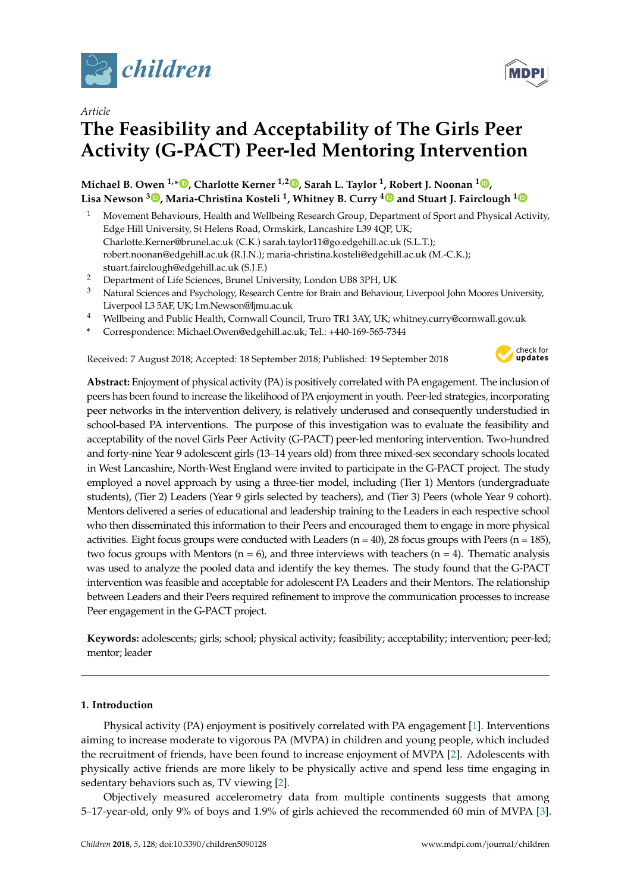# The Feasibility and Acceptability of The Girls Peer Activity (G-PACT) Peer-led Mentoring Intervention

**Michael B. Owen** [1,*], **Charlotte Kerner** [1,2], **Sarah L. Taylor** [1], **Robert J. Noonan** [1], **Lisa Newson** [3], **Maria-Christina Kosteli** [1], **Whitney B. Curry** [4] and **Stuart J. Fairclough** [1]

[1] Movement Behaviours, Health and Wellbeing Research Group, Department of Sport and Physical Activity, Edge Hill University, St Helens Road, Ormskirk, Lancashire L39 4QP, UK; Charlotte.Kerner@brunel.ac.uk (C.K.) sarah.taylor11@go.edgehill.ac.uk (S.L.T.); robert.noonan@edgehill.ac.uk (R.J.N.); maria-christina.kosteli@edgehill.ac.uk (M.-C.K.); stuart.fairclough@edgehill.ac.uk (S.J.F.)

[2] Department of Life Sciences, Brunel University, London UB8 3PH, UK

[3] Natural Sciences and Psychology, Research Centre for Brain and Behaviour, Liverpool John Moores University, Liverpool L3 5AF, UK; l.m.Newson@ljmu.ac.uk

[4] Wellbeing and Public Health, Cornwall Council, Truro TR1 3AY, UK; whitney.curry@cornwall.gov.uk

\* Correspondence: Michael.Owen@edgehill.ac.uk; Tel.: +440-169-565-7344

Received: 7 August 2018; Accepted: 18 September 2018; Published: 19 September 2018

**Abstract:** Enjoyment of physical activity (PA) is positively correlated with PA engagement. The inclusion of peers has been found to increase the likelihood of PA enjoyment in youth. Peer-led strategies, incorporating peer networks in the intervention delivery, is relatively underused and consequently understudied in school-based PA interventions. The purpose of this investigation was to evaluate the feasibility and acceptability of the novel Girls Peer Activity (G-PACT) peer-led mentoring intervention. Two-hundred and forty-nine Year 9 adolescent girls (13–14 years old) from three mixed-sex secondary schools located in West Lancashire, North-West England were invited to participate in the G-PACT project. The study employed a novel approach by using a three-tier model, including (Tier 1) Mentors (undergraduate students), (Tier 2) Leaders (Year 9 girls selected by teachers), and (Tier 3) Peers (whole Year 9 cohort). Mentors delivered a series of educational and leadership training to the Leaders in each respective school who then disseminated this information to their Peers and encouraged them to engage in more physical activities. Eight focus groups were conducted with Leaders (n = 40), 28 focus groups with Peers (n = 185), two focus groups with Mentors (n = 6), and three interviews with teachers (n = 4). Thematic analysis was used to analyze the pooled data and identify the key themes. The study found that the G-PACT intervention was feasible and acceptable for adolescent PA Leaders and their Mentors. The relationship between Leaders and their Peers required refinement to improve the communication processes to increase Peer engagement in the G-PACT project.

**Keywords:** adolescents; girls; school; physical activity; feasibility; acceptability; intervention; peer-led; mentor; leader

## 1. Introduction

Physical activity (PA) enjoyment is positively correlated with PA engagement [1]. Interventions aiming to increase moderate to vigorous PA (MVPA) in children and young people, which included the recruitment of friends, have been found to increase enjoyment of MVPA [2]. Adolescents with physically active friends are more likely to be physically active and spend less time engaging in sedentary behaviors such as, TV viewing [2].

Objectively measured accelerometry data from multiple continents suggests that among 5–17-year-old, only 9% of boys and 1.9% of girls achieved the recommended 60 min of MVPA [3].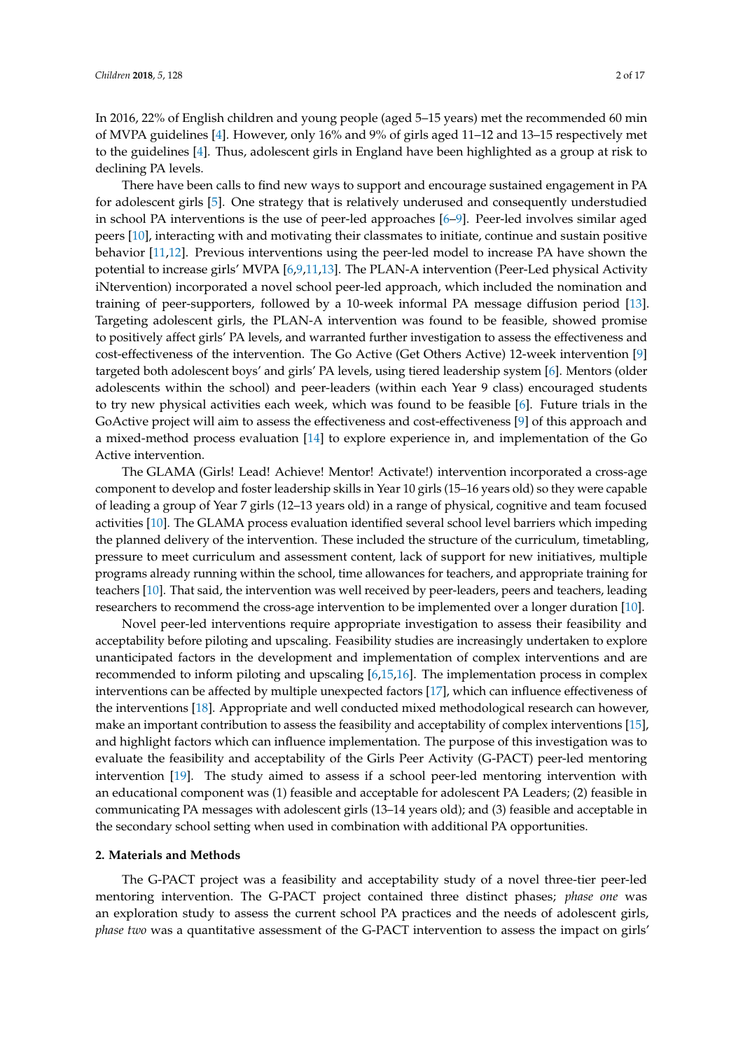In 2016, 22% of English children and young people (aged 5–15 years) met the recommended 60 min of MVPA guidelines [4]. However, only 16% and 9% of girls aged 11–12 and 13–15 respectively met to the guidelines [4]. Thus, adolescent girls in England have been highlighted as a group at risk to declining PA levels.

There have been calls to find new ways to support and encourage sustained engagement in PA for adolescent girls [5]. One strategy that is relatively underused and consequently understudied in school PA interventions is the use of peer-led approaches [6–9]. Peer-led involves similar aged peers [10], interacting with and motivating their classmates to initiate, continue and sustain positive behavior [11,12]. Previous interventions using the peer-led model to increase PA have shown the potential to increase girls' MVPA [6,9,11,13]. The PLAN-A intervention (Peer-Led physical Activity iNtervention) incorporated a novel school peer-led approach, which included the nomination and training of peer-supporters, followed by a 10-week informal PA message diffusion period [13]. Targeting adolescent girls, the PLAN-A intervention was found to be feasible, showed promise to positively affect girls' PA levels, and warranted further investigation to assess the effectiveness and cost-effectiveness of the intervention. The Go Active (Get Others Active) 12-week intervention [9] targeted both adolescent boys' and girls' PA levels, using tiered leadership system [6]. Mentors (older adolescents within the school) and peer-leaders (within each Year 9 class) encouraged students to try new physical activities each week, which was found to be feasible [6]. Future trials in the GoActive project will aim to assess the effectiveness and cost-effectiveness [9] of this approach and a mixed-method process evaluation [14] to explore experience in, and implementation of the Go Active intervention.

The GLAMA (Girls! Lead! Achieve! Mentor! Activate!) intervention incorporated a cross-age component to develop and foster leadership skills in Year 10 girls (15–16 years old) so they were capable of leading a group of Year 7 girls (12–13 years old) in a range of physical, cognitive and team focused activities [10]. The GLAMA process evaluation identified several school level barriers which impeding the planned delivery of the intervention. These included the structure of the curriculum, timetabling, pressure to meet curriculum and assessment content, lack of support for new initiatives, multiple programs already running within the school, time allowances for teachers, and appropriate training for teachers [10]. That said, the intervention was well received by peer-leaders, peers and teachers, leading researchers to recommend the cross-age intervention to be implemented over a longer duration [10].

Novel peer-led interventions require appropriate investigation to assess their feasibility and acceptability before piloting and upscaling. Feasibility studies are increasingly undertaken to explore unanticipated factors in the development and implementation of complex interventions and are recommended to inform piloting and upscaling [6,15,16]. The implementation process in complex interventions can be affected by multiple unexpected factors [17], which can influence effectiveness of the interventions [18]. Appropriate and well conducted mixed methodological research can however, make an important contribution to assess the feasibility and acceptability of complex interventions [15], and highlight factors which can influence implementation. The purpose of this investigation was to evaluate the feasibility and acceptability of the Girls Peer Activity (G-PACT) peer-led mentoring intervention [19]. The study aimed to assess if a school peer-led mentoring intervention with an educational component was (1) feasible and acceptable for adolescent PA Leaders; (2) feasible in communicating PA messages with adolescent girls (13–14 years old); and (3) feasible and acceptable in the secondary school setting when used in combination with additional PA opportunities.

## 2. Materials and Methods

The G-PACT project was a feasibility and acceptability study of a novel three-tier peer-led mentoring intervention. The G-PACT project contained three distinct phases; *phase one* was an exploration study to assess the current school PA practices and the needs of adolescent girls, *phase two* was a quantitative assessment of the G-PACT intervention to assess the impact on girls'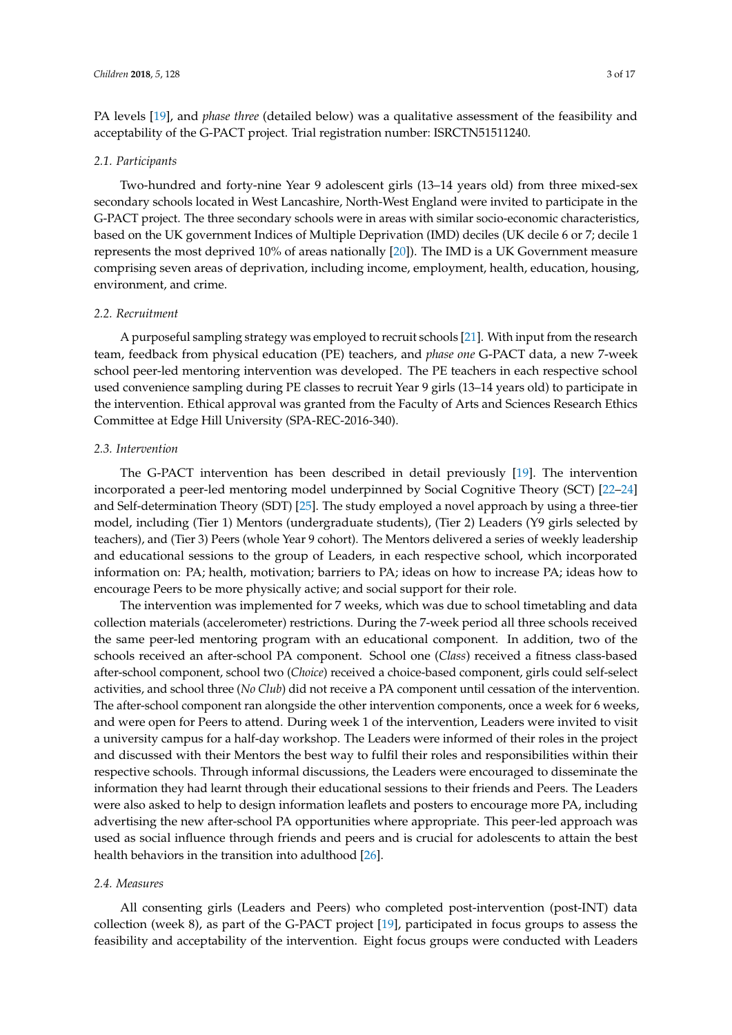PA levels [19], and *phase three* (detailed below) was a qualitative assessment of the feasibility and acceptability of the G-PACT project. Trial registration number: ISRCTN51511240.

### 2.1. Participants

Two-hundred and forty-nine Year 9 adolescent girls (13–14 years old) from three mixed-sex secondary schools located in West Lancashire, North-West England were invited to participate in the G-PACT project. The three secondary schools were in areas with similar socio-economic characteristics, based on the UK government Indices of Multiple Deprivation (IMD) deciles (UK decile 6 or 7; decile 1 represents the most deprived 10% of areas nationally [20]). The IMD is a UK Government measure comprising seven areas of deprivation, including income, employment, health, education, housing, environment, and crime.

### 2.2. Recruitment

A purposeful sampling strategy was employed to recruit schools [21]. With input from the research team, feedback from physical education (PE) teachers, and *phase one* G-PACT data, a new 7-week school peer-led mentoring intervention was developed. The PE teachers in each respective school used convenience sampling during PE classes to recruit Year 9 girls (13–14 years old) to participate in the intervention. Ethical approval was granted from the Faculty of Arts and Sciences Research Ethics Committee at Edge Hill University (SPA-REC-2016-340).

### 2.3. Intervention

The G-PACT intervention has been described in detail previously [19]. The intervention incorporated a peer-led mentoring model underpinned by Social Cognitive Theory (SCT) [22–24] and Self-determination Theory (SDT) [25]. The study employed a novel approach by using a three-tier model, including (Tier 1) Mentors (undergraduate students), (Tier 2) Leaders (Y9 girls selected by teachers), and (Tier 3) Peers (whole Year 9 cohort). The Mentors delivered a series of weekly leadership and educational sessions to the group of Leaders, in each respective school, which incorporated information on: PA; health, motivation; barriers to PA; ideas on how to increase PA; ideas how to encourage Peers to be more physically active; and social support for their role.

The intervention was implemented for 7 weeks, which was due to school timetabling and data collection materials (accelerometer) restrictions. During the 7-week period all three schools received the same peer-led mentoring program with an educational component. In addition, two of the schools received an after-school PA component. School one (*Class*) received a fitness class-based after-school component, school two (*Choice*) received a choice-based component, girls could self-select activities, and school three (*No Club*) did not receive a PA component until cessation of the intervention. The after-school component ran alongside the other intervention components, once a week for 6 weeks, and were open for Peers to attend. During week 1 of the intervention, Leaders were invited to visit a university campus for a half-day workshop. The Leaders were informed of their roles in the project and discussed with their Mentors the best way to fulfil their roles and responsibilities within their respective schools. Through informal discussions, the Leaders were encouraged to disseminate the information they had learnt through their educational sessions to their friends and Peers. The Leaders were also asked to help to design information leaflets and posters to encourage more PA, including advertising the new after-school PA opportunities where appropriate. This peer-led approach was used as social influence through friends and peers and is crucial for adolescents to attain the best health behaviors in the transition into adulthood [26].

### 2.4. Measures

All consenting girls (Leaders and Peers) who completed post-intervention (post-INT) data collection (week 8), as part of the G-PACT project [19], participated in focus groups to assess the feasibility and acceptability of the intervention. Eight focus groups were conducted with Leaders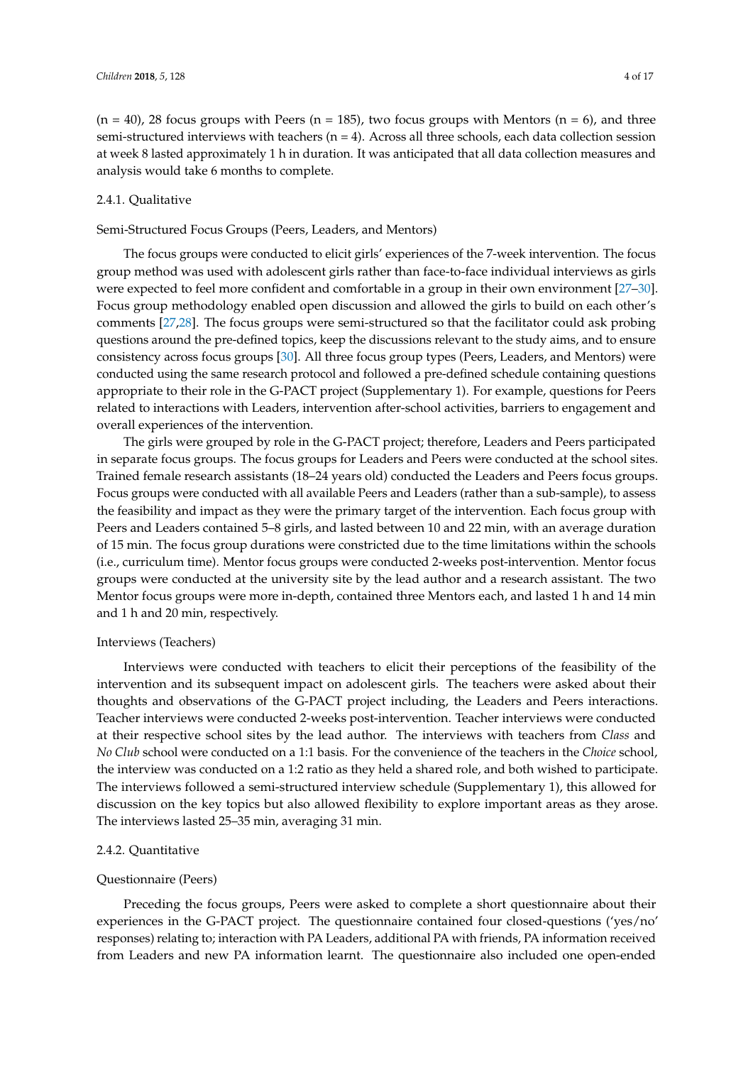(n = 40), 28 focus groups with Peers (n = 185), two focus groups with Mentors (n = 6), and three semi-structured interviews with teachers (n = 4). Across all three schools, each data collection session at week 8 lasted approximately 1 h in duration. It was anticipated that all data collection measures and analysis would take 6 months to complete.

#### 2.4.1. Qualitative

##### Semi-Structured Focus Groups (Peers, Leaders, and Mentors)

The focus groups were conducted to elicit girls' experiences of the 7-week intervention. The focus group method was used with adolescent girls rather than face-to-face individual interviews as girls were expected to feel more confident and comfortable in a group in their own environment [27–30]. Focus group methodology enabled open discussion and allowed the girls to build on each other's comments [27,28]. The focus groups were semi-structured so that the facilitator could ask probing questions around the pre-defined topics, keep the discussions relevant to the study aims, and to ensure consistency across focus groups [30]. All three focus group types (Peers, Leaders, and Mentors) were conducted using the same research protocol and followed a pre-defined schedule containing questions appropriate to their role in the G-PACT project (Supplementary 1). For example, questions for Peers related to interactions with Leaders, intervention after-school activities, barriers to engagement and overall experiences of the intervention.

The girls were grouped by role in the G-PACT project; therefore, Leaders and Peers participated in separate focus groups. The focus groups for Leaders and Peers were conducted at the school sites. Trained female research assistants (18–24 years old) conducted the Leaders and Peers focus groups. Focus groups were conducted with all available Peers and Leaders (rather than a sub-sample), to assess the feasibility and impact as they were the primary target of the intervention. Each focus group with Peers and Leaders contained 5–8 girls, and lasted between 10 and 22 min, with an average duration of 15 min. The focus group durations were constricted due to the time limitations within the schools (i.e., curriculum time). Mentor focus groups were conducted 2-weeks post-intervention. Mentor focus groups were conducted at the university site by the lead author and a research assistant. The two Mentor focus groups were more in-depth, contained three Mentors each, and lasted 1 h and 14 min and 1 h and 20 min, respectively.

##### Interviews (Teachers)

Interviews were conducted with teachers to elicit their perceptions of the feasibility of the intervention and its subsequent impact on adolescent girls. The teachers were asked about their thoughts and observations of the G-PACT project including, the Leaders and Peers interactions. Teacher interviews were conducted 2-weeks post-intervention. Teacher interviews were conducted at their respective school sites by the lead author. The interviews with teachers from *Class* and *No Club* school were conducted on a 1:1 basis. For the convenience of the teachers in the *Choice* school, the interview was conducted on a 1:2 ratio as they held a shared role, and both wished to participate. The interviews followed a semi-structured interview schedule (Supplementary 1), this allowed for discussion on the key topics but also allowed flexibility to explore important areas as they arose. The interviews lasted 25–35 min, averaging 31 min.

#### 2.4.2. Quantitative

##### Questionnaire (Peers)

Preceding the focus groups, Peers were asked to complete a short questionnaire about their experiences in the G-PACT project. The questionnaire contained four closed-questions ('yes/no' responses) relating to; interaction with PA Leaders, additional PA with friends, PA information received from Leaders and new PA information learnt. The questionnaire also included one open-ended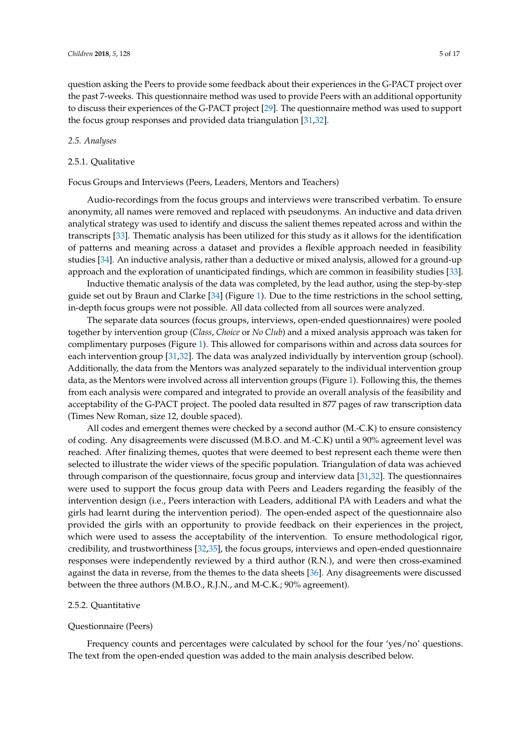question asking the Peers to provide some feedback about their experiences in the G-PACT project over the past 7-weeks. This questionnaire method was used to provide Peers with an additional opportunity to discuss their experiences of the G-PACT project [29]. The questionnaire method was used to support the focus group responses and provided data triangulation [31,32].

### 2.5. Analyses

#### 2.5.1. Qualitative

Focus Groups and Interviews (Peers, Leaders, Mentors and Teachers)

Audio-recordings from the focus groups and interviews were transcribed verbatim. To ensure anonymity, all names were removed and replaced with pseudonyms. An inductive and data driven analytical strategy was used to identify and discuss the salient themes repeated across and within the transcripts [33]. Thematic analysis has been utilized for this study as it allows for the identification of patterns and meaning across a dataset and provides a flexible approach needed in feasibility studies [34]. An inductive analysis, rather than a deductive or mixed analysis, allowed for a ground-up approach and the exploration of unanticipated findings, which are common in feasibility studies [33].

Inductive thematic analysis of the data was completed, by the lead author, using the step-by-step guide set out by Braun and Clarke [34] (Figure 1). Due to the time restrictions in the school setting, in-depth focus groups were not possible. All data collected from all sources were analyzed.

The separate data sources (focus groups, interviews, open-ended questionnaires) were pooled together by intervention group (*Class*, *Choice* or *No Club*) and a mixed analysis approach was taken for complimentary purposes (Figure 1). This allowed for comparisons within and across data sources for each intervention group [31,32]. The data was analyzed individually by intervention group (school). Additionally, the data from the Mentors was analyzed separately to the individual intervention group data, as the Mentors were involved across all intervention groups (Figure 1). Following this, the themes from each analysis were compared and integrated to provide an overall analysis of the feasibility and acceptability of the G-PACT project. The pooled data resulted in 877 pages of raw transcription data (Times New Roman, size 12, double spaced).

All codes and emergent themes were checked by a second author (M.-C.K) to ensure consistency of coding. Any disagreements were discussed (M.B.O. and M.-C.K) until a 90% agreement level was reached. After finalizing themes, quotes that were deemed to best represent each theme were then selected to illustrate the wider views of the specific population. Triangulation of data was achieved through comparison of the questionnaire, focus group and interview data [31,32]. The questionnaires were used to support the focus group data with Peers and Leaders regarding the feasibly of the intervention design (i.e., Peers interaction with Leaders, additional PA with Leaders and what the girls had learnt during the intervention period). The open-ended aspect of the questionnaire also provided the girls with an opportunity to provide feedback on their experiences in the project, which were used to assess the acceptability of the intervention. To ensure methodological rigor, credibility, and trustworthiness [32,35], the focus groups, interviews and open-ended questionnaire responses were independently reviewed by a third author (R.N.), and were then cross-examined against the data in reverse, from the themes to the data sheets [36]. Any disagreements were discussed between the three authors (M.B.O., R.J.N., and M-C.K.; 90% agreement).

#### 2.5.2. Quantitative

Questionnaire (Peers)

Frequency counts and percentages were calculated by school for the four 'yes/no' questions. The text from the open-ended question was added to the main analysis described below.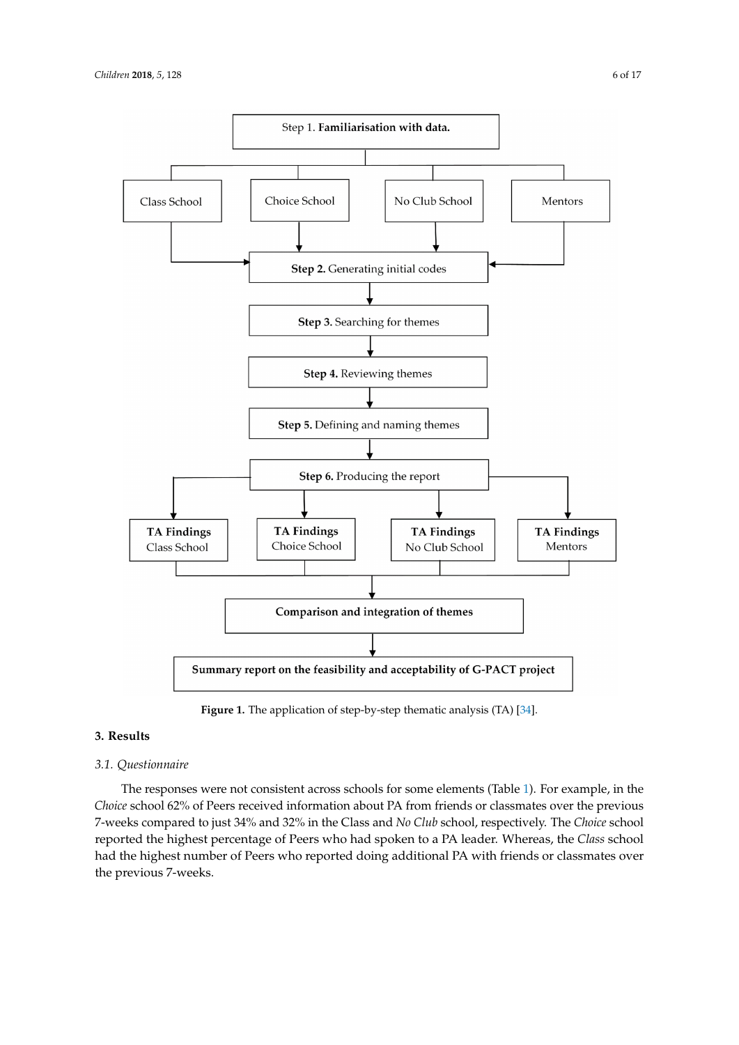Step 1. **Familiarisation with data.**

Class School | Choice School | No Club School | Mentors

**Step 2.** Generating initial codes

**Step 3.** Searching for themes

**Step 4.** Reviewing themes

**Step 5.** Defining and naming themes

**Step 6.** Producing the report

**TA Findings** Class School | **TA Findings** Choice School | **TA Findings** No Club School | **TA Findings** Mentors

**Comparison and integration of themes**

**Summary report on the feasibility and acceptability of G-PACT project**

**Figure 1.** The application of step-by-step thematic analysis (TA) [34].

## 3. Results

### 3.1. Questionnaire

The responses were not consistent across schools for some elements (Table 1). For example, in the *Choice* school 62% of Peers received information about PA from friends or classmates over the previous 7-weeks compared to just 34% and 32% in the Class and *No Club* school, respectively. The *Choice* school reported the highest percentage of Peers who had spoken to a PA leader. Whereas, the *Class* school had the highest number of Peers who reported doing additional PA with friends or classmates over the previous 7-weeks.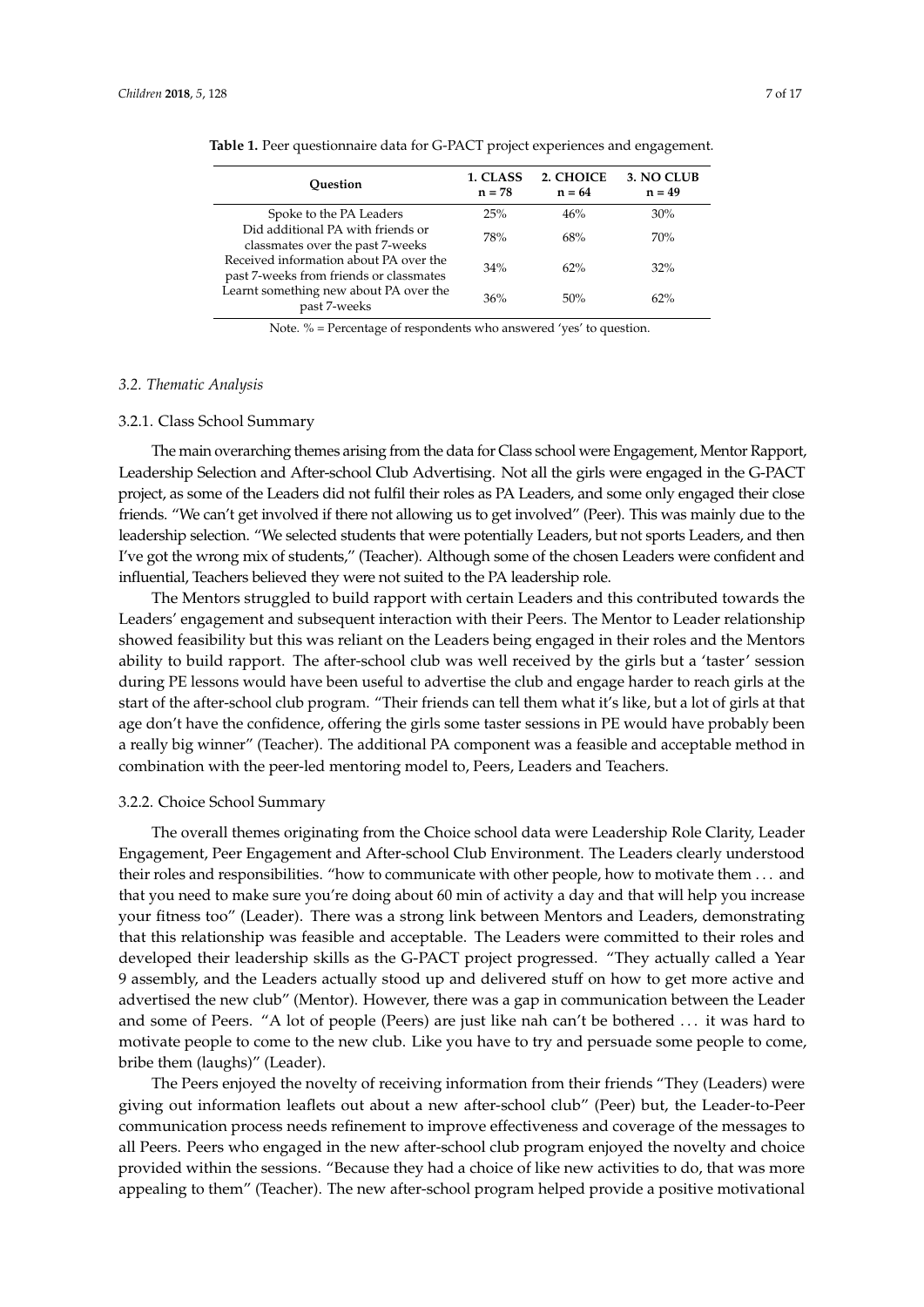**Table 1.** Peer questionnaire data for G-PACT project experiences and engagement.

| Question | 1. CLASS n = 78 | 2. CHOICE n = 64 | 3. NO CLUB n = 49 |
|---|---|---|---|
| Spoke to the PA Leaders | 25% | 46% | 30% |
| Did additional PA with friends or classmates over the past 7-weeks | 78% | 68% | 70% |
| Received information about PA over the past 7-weeks from friends or classmates | 34% | 62% | 32% |
| Learnt something new about PA over the past 7-weeks | 36% | 50% | 62% |

Note. % = Percentage of respondents who answered 'yes' to question.

### 3.2. Thematic Analysis

#### 3.2.1. Class School Summary

The main overarching themes arising from the data for Class school were Engagement, Mentor Rapport, Leadership Selection and After-school Club Advertising. Not all the girls were engaged in the G-PACT project, as some of the Leaders did not fulfil their roles as PA Leaders, and some only engaged their close friends. "We can't get involved if there not allowing us to get involved" (Peer). This was mainly due to the leadership selection. "We selected students that were potentially Leaders, but not sports Leaders, and then I've got the wrong mix of students," (Teacher). Although some of the chosen Leaders were confident and influential, Teachers believed they were not suited to the PA leadership role.

The Mentors struggled to build rapport with certain Leaders and this contributed towards the Leaders' engagement and subsequent interaction with their Peers. The Mentor to Leader relationship showed feasibility but this was reliant on the Leaders being engaged in their roles and the Mentors ability to build rapport. The after-school club was well received by the girls but a 'taster' session during PE lessons would have been useful to advertise the club and engage harder to reach girls at the start of the after-school club program. "Their friends can tell them what it's like, but a lot of girls at that age don't have the confidence, offering the girls some taster sessions in PE would have probably been a really big winner" (Teacher). The additional PA component was a feasible and acceptable method in combination with the peer-led mentoring model to, Peers, Leaders and Teachers.

#### 3.2.2. Choice School Summary

The overall themes originating from the Choice school data were Leadership Role Clarity, Leader Engagement, Peer Engagement and After-school Club Environment. The Leaders clearly understood their roles and responsibilities. "how to communicate with other people, how to motivate them ... and that you need to make sure you're doing about 60 min of activity a day and that will help you increase your fitness too" (Leader). There was a strong link between Mentors and Leaders, demonstrating that this relationship was feasible and acceptable. The Leaders were committed to their roles and developed their leadership skills as the G-PACT project progressed. "They actually called a Year 9 assembly, and the Leaders actually stood up and delivered stuff on how to get more active and advertised the new club" (Mentor). However, there was a gap in communication between the Leader and some of Peers. "A lot of people (Peers) are just like nah can't be bothered ... it was hard to motivate people to come to the new club. Like you have to try and persuade some people to come, bribe them (laughs)" (Leader).

The Peers enjoyed the novelty of receiving information from their friends "They (Leaders) were giving out information leaflets out about a new after-school club" (Peer) but, the Leader-to-Peer communication process needs refinement to improve effectiveness and coverage of the messages to all Peers. Peers who engaged in the new after-school club program enjoyed the novelty and choice provided within the sessions. "Because they had a choice of like new activities to do, that was more appealing to them" (Teacher). The new after-school program helped provide a positive motivational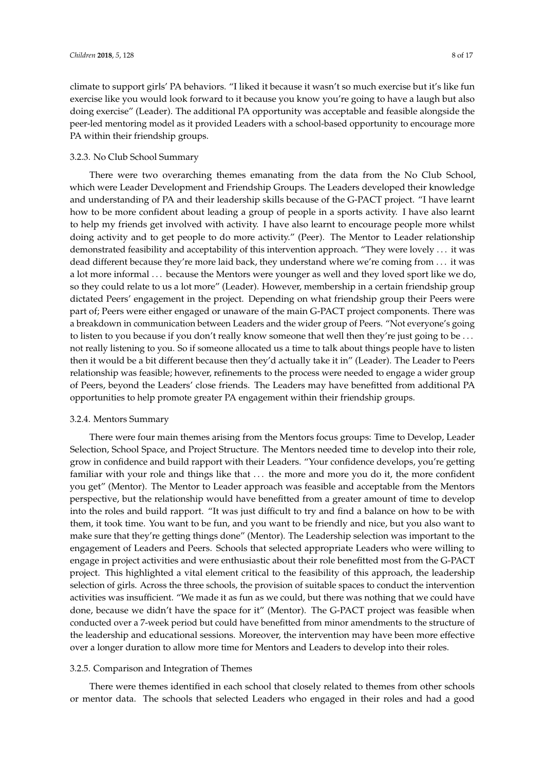climate to support girls' PA behaviors. "I liked it because it wasn't so much exercise but it's like fun exercise like you would look forward to it because you know you're going to have a laugh but also doing exercise" (Leader). The additional PA opportunity was acceptable and feasible alongside the peer-led mentoring model as it provided Leaders with a school-based opportunity to encourage more PA within their friendship groups.

#### 3.2.3. No Club School Summary

There were two overarching themes emanating from the data from the No Club School, which were Leader Development and Friendship Groups. The Leaders developed their knowledge and understanding of PA and their leadership skills because of the G-PACT project. "I have learnt how to be more confident about leading a group of people in a sports activity. I have also learnt to help my friends get involved with activity. I have also learnt to encourage people more whilst doing activity and to get people to do more activity." (Peer). The Mentor to Leader relationship demonstrated feasibility and acceptability of this intervention approach. "They were lovely ... it was dead different because they're more laid back, they understand where we're coming from ... it was a lot more informal ... because the Mentors were younger as well and they loved sport like we do, so they could relate to us a lot more" (Leader). However, membership in a certain friendship group dictated Peers' engagement in the project. Depending on what friendship group their Peers were part of; Peers were either engaged or unaware of the main G-PACT project components. There was a breakdown in communication between Leaders and the wider group of Peers. "Not everyone's going to listen to you because if you don't really know someone that well then they're just going to be ... not really listening to you. So if someone allocated us a time to talk about things people have to listen then it would be a bit different because then they'd actually take it in" (Leader). The Leader to Peers relationship was feasible; however, refinements to the process were needed to engage a wider group of Peers, beyond the Leaders' close friends. The Leaders may have benefitted from additional PA opportunities to help promote greater PA engagement within their friendship groups.

#### 3.2.4. Mentors Summary

There were four main themes arising from the Mentors focus groups: Time to Develop, Leader Selection, School Space, and Project Structure. The Mentors needed time to develop into their role, grow in confidence and build rapport with their Leaders. "Your confidence develops, you're getting familiar with your role and things like that ... the more and more you do it, the more confident you get" (Mentor). The Mentor to Leader approach was feasible and acceptable from the Mentors perspective, but the relationship would have benefitted from a greater amount of time to develop into the roles and build rapport. "It was just difficult to try and find a balance on how to be with them, it took time. You want to be fun, and you want to be friendly and nice, but you also want to make sure that they're getting things done" (Mentor). The Leadership selection was important to the engagement of Leaders and Peers. Schools that selected appropriate Leaders who were willing to engage in project activities and were enthusiastic about their role benefitted most from the G-PACT project. This highlighted a vital element critical to the feasibility of this approach, the leadership selection of girls. Across the three schools, the provision of suitable spaces to conduct the intervention activities was insufficient. "We made it as fun as we could, but there was nothing that we could have done, because we didn't have the space for it" (Mentor). The G-PACT project was feasible when conducted over a 7-week period but could have benefitted from minor amendments to the structure of the leadership and educational sessions. Moreover, the intervention may have been more effective over a longer duration to allow more time for Mentors and Leaders to develop into their roles.

#### 3.2.5. Comparison and Integration of Themes

There were themes identified in each school that closely related to themes from other schools or mentor data. The schools that selected Leaders who engaged in their roles and had a good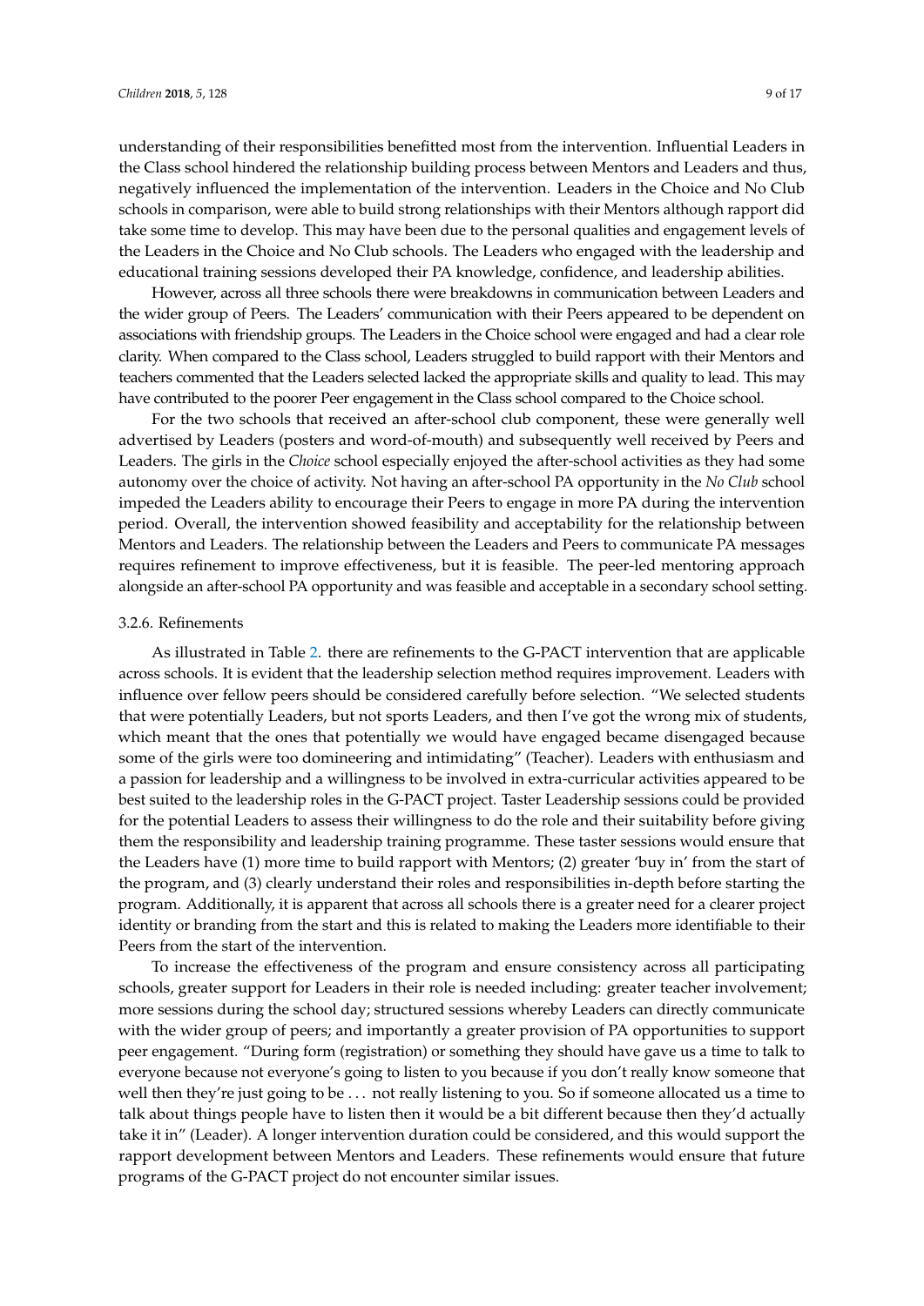understanding of their responsibilities benefitted most from the intervention. Influential Leaders in the Class school hindered the relationship building process between Mentors and Leaders and thus, negatively influenced the implementation of the intervention. Leaders in the Choice and No Club schools in comparison, were able to build strong relationships with their Mentors although rapport did take some time to develop. This may have been due to the personal qualities and engagement levels of the Leaders in the Choice and No Club schools. The Leaders who engaged with the leadership and educational training sessions developed their PA knowledge, confidence, and leadership abilities.

However, across all three schools there were breakdowns in communication between Leaders and the wider group of Peers. The Leaders' communication with their Peers appeared to be dependent on associations with friendship groups. The Leaders in the Choice school were engaged and had a clear role clarity. When compared to the Class school, Leaders struggled to build rapport with their Mentors and teachers commented that the Leaders selected lacked the appropriate skills and quality to lead. This may have contributed to the poorer Peer engagement in the Class school compared to the Choice school.

For the two schools that received an after-school club component, these were generally well advertised by Leaders (posters and word-of-mouth) and subsequently well received by Peers and Leaders. The girls in the *Choice* school especially enjoyed the after-school activities as they had some autonomy over the choice of activity. Not having an after-school PA opportunity in the *No Club* school impeded the Leaders ability to encourage their Peers to engage in more PA during the intervention period. Overall, the intervention showed feasibility and acceptability for the relationship between Mentors and Leaders. The relationship between the Leaders and Peers to communicate PA messages requires refinement to improve effectiveness, but it is feasible. The peer-led mentoring approach alongside an after-school PA opportunity and was feasible and acceptable in a secondary school setting.

### 3.2.6. Refinements

As illustrated in Table 2. there are refinements to the G-PACT intervention that are applicable across schools. It is evident that the leadership selection method requires improvement. Leaders with influence over fellow peers should be considered carefully before selection. "We selected students that were potentially Leaders, but not sports Leaders, and then I've got the wrong mix of students, which meant that the ones that potentially we would have engaged became disengaged because some of the girls were too domineering and intimidating" (Teacher). Leaders with enthusiasm and a passion for leadership and a willingness to be involved in extra-curricular activities appeared to be best suited to the leadership roles in the G-PACT project. Taster Leadership sessions could be provided for the potential Leaders to assess their willingness to do the role and their suitability before giving them the responsibility and leadership training programme. These taster sessions would ensure that the Leaders have (1) more time to build rapport with Mentors; (2) greater 'buy in' from the start of the program, and (3) clearly understand their roles and responsibilities in-depth before starting the program. Additionally, it is apparent that across all schools there is a greater need for a clearer project identity or branding from the start and this is related to making the Leaders more identifiable to their Peers from the start of the intervention.

To increase the effectiveness of the program and ensure consistency across all participating schools, greater support for Leaders in their role is needed including: greater teacher involvement; more sessions during the school day; structured sessions whereby Leaders can directly communicate with the wider group of peers; and importantly a greater provision of PA opportunities to support peer engagement. "During form (registration) or something they should have gave us a time to talk to everyone because not everyone's going to listen to you because if you don't really know someone that well then they're just going to be ... not really listening to you. So if someone allocated us a time to talk about things people have to listen then it would be a bit different because then they'd actually take it in" (Leader). A longer intervention duration could be considered, and this would support the rapport development between Mentors and Leaders. These refinements would ensure that future programs of the G-PACT project do not encounter similar issues.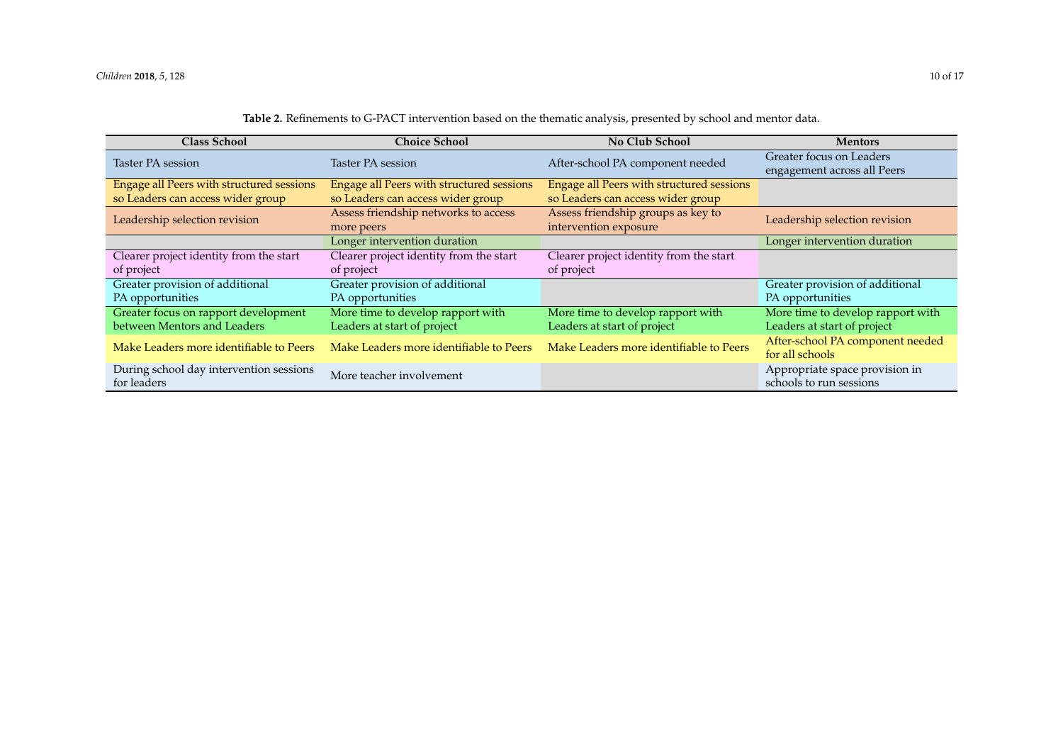**Table 2.** Refinements to G-PACT intervention based on the thematic analysis, presented by school and mentor data.

| Class School | Choice School | No Club School | Mentors |
| --- | --- | --- | --- |
| Taster PA session | Taster PA session | After-school PA component needed | Greater focus on Leaders engagement across all Peers |
| Engage all Peers with structured sessions so Leaders can access wider group | Engage all Peers with structured sessions so Leaders can access wider group | Engage all Peers with structured sessions so Leaders can access wider group | |
| Leadership selection revision | Assess friendship networks to access more peers | Assess friendship groups as key to intervention exposure | Leadership selection revision |
| | Longer intervention duration | | Longer intervention duration |
| Clearer project identity from the start of project | Clearer project identity from the start of project | Clearer project identity from the start of project | |
| Greater provision of additional PA opportunities | Greater provision of additional PA opportunities | | Greater provision of additional PA opportunities |
| Greater focus on rapport development between Mentors and Leaders | More time to develop rapport with Leaders at start of project | More time to develop rapport with Leaders at start of project | More time to develop rapport with Leaders at start of project |
| Make Leaders more identifiable to Peers | Make Leaders more identifiable to Peers | Make Leaders more identifiable to Peers | After-school PA component needed for all schools |
| During school day intervention sessions for leaders | More teacher involvement | | Appropriate space provision in schools to run sessions |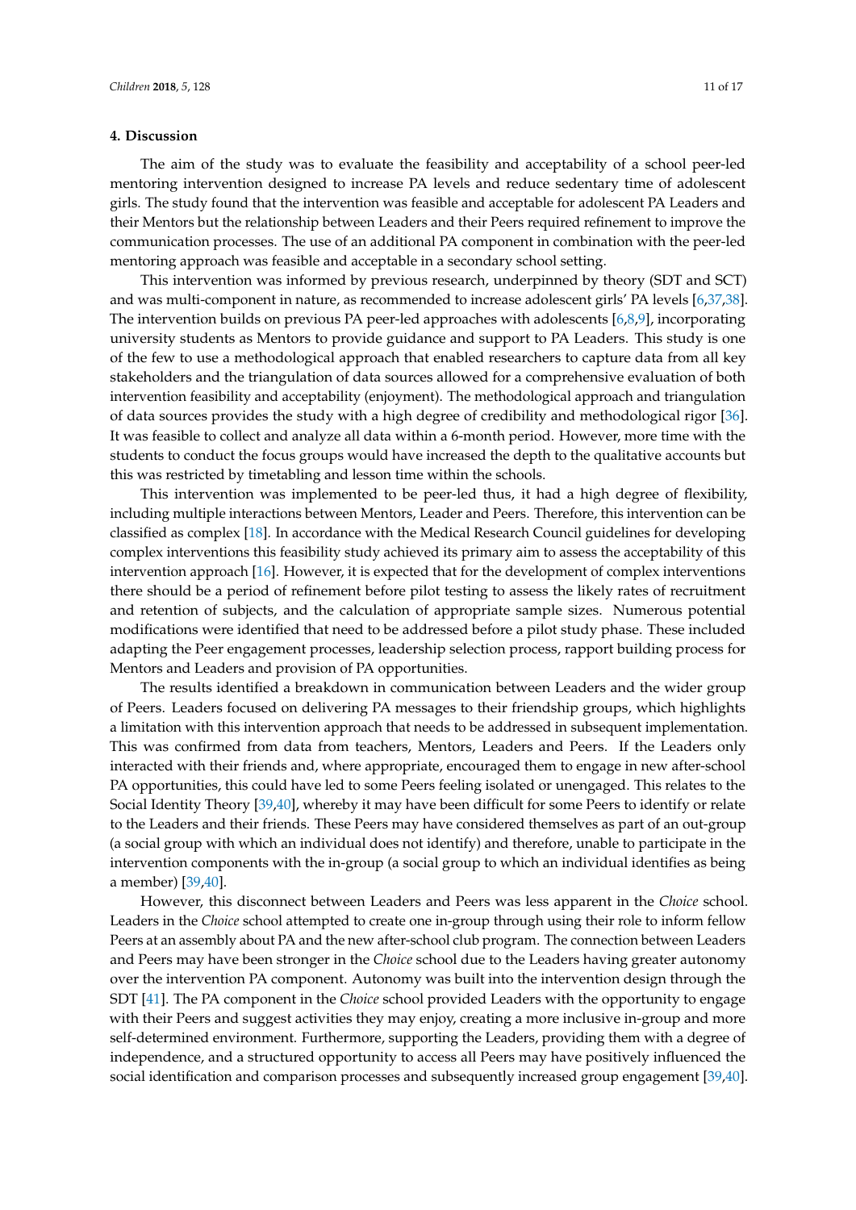## 4. Discussion

The aim of the study was to evaluate the feasibility and acceptability of a school peer-led mentoring intervention designed to increase PA levels and reduce sedentary time of adolescent girls. The study found that the intervention was feasible and acceptable for adolescent PA Leaders and their Mentors but the relationship between Leaders and their Peers required refinement to improve the communication processes. The use of an additional PA component in combination with the peer-led mentoring approach was feasible and acceptable in a secondary school setting.

This intervention was informed by previous research, underpinned by theory (SDT and SCT) and was multi-component in nature, as recommended to increase adolescent girls' PA levels [6,37,38]. The intervention builds on previous PA peer-led approaches with adolescents [6,8,9], incorporating university students as Mentors to provide guidance and support to PA Leaders. This study is one of the few to use a methodological approach that enabled researchers to capture data from all key stakeholders and the triangulation of data sources allowed for a comprehensive evaluation of both intervention feasibility and acceptability (enjoyment). The methodological approach and triangulation of data sources provides the study with a high degree of credibility and methodological rigor [36]. It was feasible to collect and analyze all data within a 6-month period. However, more time with the students to conduct the focus groups would have increased the depth to the qualitative accounts but this was restricted by timetabling and lesson time within the schools.

This intervention was implemented to be peer-led thus, it had a high degree of flexibility, including multiple interactions between Mentors, Leader and Peers. Therefore, this intervention can be classified as complex [18]. In accordance with the Medical Research Council guidelines for developing complex interventions this feasibility study achieved its primary aim to assess the acceptability of this intervention approach [16]. However, it is expected that for the development of complex interventions there should be a period of refinement before pilot testing to assess the likely rates of recruitment and retention of subjects, and the calculation of appropriate sample sizes. Numerous potential modifications were identified that need to be addressed before a pilot study phase. These included adapting the Peer engagement processes, leadership selection process, rapport building process for Mentors and Leaders and provision of PA opportunities.

The results identified a breakdown in communication between Leaders and the wider group of Peers. Leaders focused on delivering PA messages to their friendship groups, which highlights a limitation with this intervention approach that needs to be addressed in subsequent implementation. This was confirmed from data from teachers, Mentors, Leaders and Peers. If the Leaders only interacted with their friends and, where appropriate, encouraged them to engage in new after-school PA opportunities, this could have led to some Peers feeling isolated or unengaged. This relates to the Social Identity Theory [39,40], whereby it may have been difficult for some Peers to identify or relate to the Leaders and their friends. These Peers may have considered themselves as part of an out-group (a social group with which an individual does not identify) and therefore, unable to participate in the intervention components with the in-group (a social group to which an individual identifies as being a member) [39,40].

However, this disconnect between Leaders and Peers was less apparent in the *Choice* school. Leaders in the *Choice* school attempted to create one in-group through using their role to inform fellow Peers at an assembly about PA and the new after-school club program. The connection between Leaders and Peers may have been stronger in the *Choice* school due to the Leaders having greater autonomy over the intervention PA component. Autonomy was built into the intervention design through the SDT [41]. The PA component in the *Choice* school provided Leaders with the opportunity to engage with their Peers and suggest activities they may enjoy, creating a more inclusive in-group and more self-determined environment. Furthermore, supporting the Leaders, providing them with a degree of independence, and a structured opportunity to access all Peers may have positively influenced the social identification and comparison processes and subsequently increased group engagement [39,40].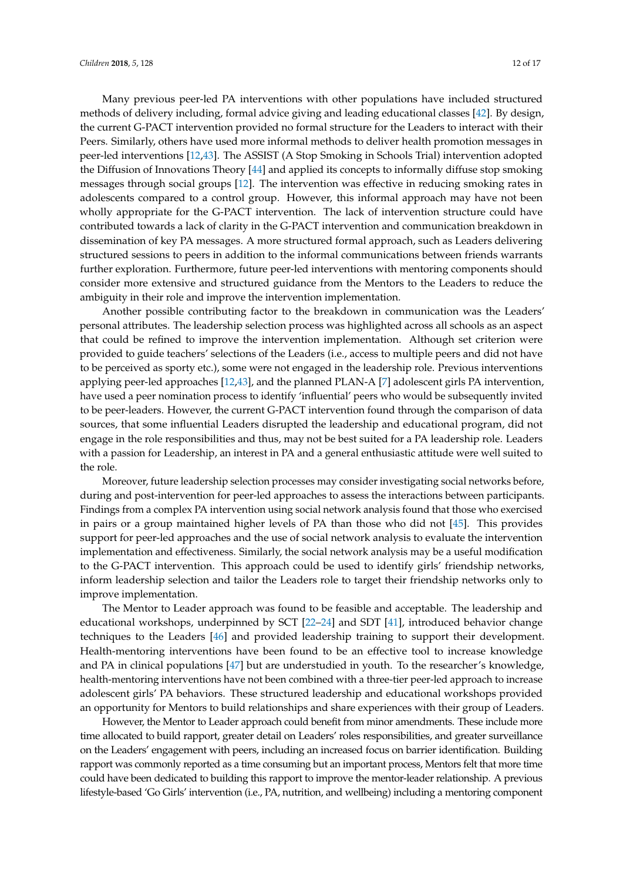Many previous peer-led PA interventions with other populations have included structured methods of delivery including, formal advice giving and leading educational classes [42]. By design, the current G-PACT intervention provided no formal structure for the Leaders to interact with their Peers. Similarly, others have used more informal methods to deliver health promotion messages in peer-led interventions [12,43]. The ASSIST (A Stop Smoking in Schools Trial) intervention adopted the Diffusion of Innovations Theory [44] and applied its concepts to informally diffuse stop smoking messages through social groups [12]. The intervention was effective in reducing smoking rates in adolescents compared to a control group. However, this informal approach may have not been wholly appropriate for the G-PACT intervention. The lack of intervention structure could have contributed towards a lack of clarity in the G-PACT intervention and communication breakdown in dissemination of key PA messages. A more structured formal approach, such as Leaders delivering structured sessions to peers in addition to the informal communications between friends warrants further exploration. Furthermore, future peer-led interventions with mentoring components should consider more extensive and structured guidance from the Mentors to the Leaders to reduce the ambiguity in their role and improve the intervention implementation.

Another possible contributing factor to the breakdown in communication was the Leaders' personal attributes. The leadership selection process was highlighted across all schools as an aspect that could be refined to improve the intervention implementation. Although set criterion were provided to guide teachers' selections of the Leaders (i.e., access to multiple peers and did not have to be perceived as sporty etc.), some were not engaged in the leadership role. Previous interventions applying peer-led approaches [12,43], and the planned PLAN-A [7] adolescent girls PA intervention, have used a peer nomination process to identify 'influential' peers who would be subsequently invited to be peer-leaders. However, the current G-PACT intervention found through the comparison of data sources, that some influential Leaders disrupted the leadership and educational program, did not engage in the role responsibilities and thus, may not be best suited for a PA leadership role. Leaders with a passion for Leadership, an interest in PA and a general enthusiastic attitude were well suited to the role.

Moreover, future leadership selection processes may consider investigating social networks before, during and post-intervention for peer-led approaches to assess the interactions between participants. Findings from a complex PA intervention using social network analysis found that those who exercised in pairs or a group maintained higher levels of PA than those who did not [45]. This provides support for peer-led approaches and the use of social network analysis to evaluate the intervention implementation and effectiveness. Similarly, the social network analysis may be a useful modification to the G-PACT intervention. This approach could be used to identify girls' friendship networks, inform leadership selection and tailor the Leaders role to target their friendship networks only to improve implementation.

The Mentor to Leader approach was found to be feasible and acceptable. The leadership and educational workshops, underpinned by SCT [22–24] and SDT [41], introduced behavior change techniques to the Leaders [46] and provided leadership training to support their development. Health-mentoring interventions have been found to be an effective tool to increase knowledge and PA in clinical populations [47] but are understudied in youth. To the researcher's knowledge, health-mentoring interventions have not been combined with a three-tier peer-led approach to increase adolescent girls' PA behaviors. These structured leadership and educational workshops provided an opportunity for Mentors to build relationships and share experiences with their group of Leaders.

However, the Mentor to Leader approach could benefit from minor amendments. These include more time allocated to build rapport, greater detail on Leaders' roles responsibilities, and greater surveillance on the Leaders' engagement with peers, including an increased focus on barrier identification. Building rapport was commonly reported as a time consuming but an important process, Mentors felt that more time could have been dedicated to building this rapport to improve the mentor-leader relationship. A previous lifestyle-based 'Go Girls' intervention (i.e., PA, nutrition, and wellbeing) including a mentoring component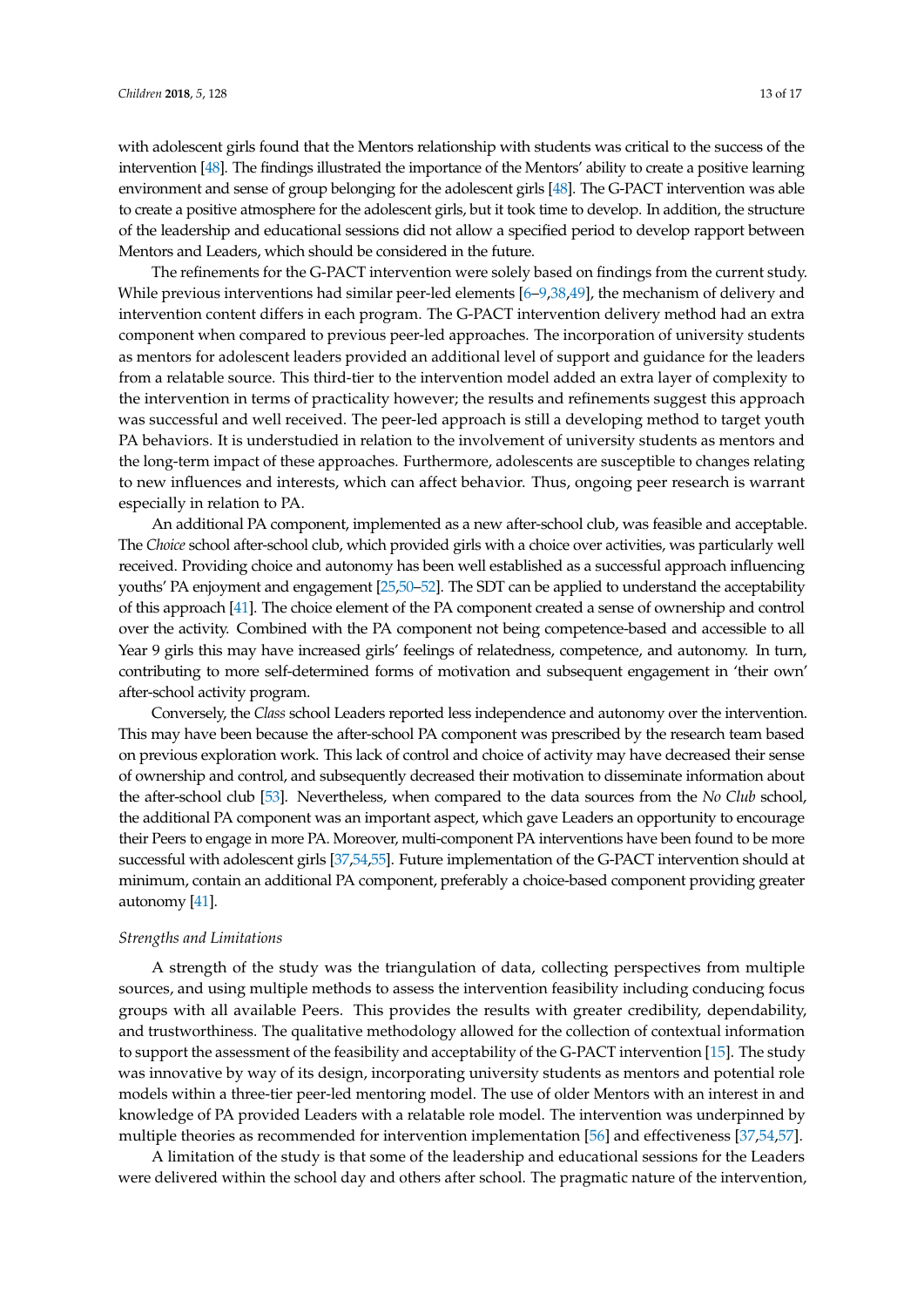with adolescent girls found that the Mentors relationship with students was critical to the success of the intervention [48]. The findings illustrated the importance of the Mentors' ability to create a positive learning environment and sense of group belonging for the adolescent girls [48]. The G-PACT intervention was able to create a positive atmosphere for the adolescent girls, but it took time to develop. In addition, the structure of the leadership and educational sessions did not allow a specified period to develop rapport between Mentors and Leaders, which should be considered in the future.

The refinements for the G-PACT intervention were solely based on findings from the current study. While previous interventions had similar peer-led elements [6–9,38,49], the mechanism of delivery and intervention content differs in each program. The G-PACT intervention delivery method had an extra component when compared to previous peer-led approaches. The incorporation of university students as mentors for adolescent leaders provided an additional level of support and guidance for the leaders from a relatable source. This third-tier to the intervention model added an extra layer of complexity to the intervention in terms of practicality however; the results and refinements suggest this approach was successful and well received. The peer-led approach is still a developing method to target youth PA behaviors. It is understudied in relation to the involvement of university students as mentors and the long-term impact of these approaches. Furthermore, adolescents are susceptible to changes relating to new influences and interests, which can affect behavior. Thus, ongoing peer research is warrant especially in relation to PA.

An additional PA component, implemented as a new after-school club, was feasible and acceptable. The *Choice* school after-school club, which provided girls with a choice over activities, was particularly well received. Providing choice and autonomy has been well established as a successful approach influencing youths' PA enjoyment and engagement [25,50–52]. The SDT can be applied to understand the acceptability of this approach [41]. The choice element of the PA component created a sense of ownership and control over the activity. Combined with the PA component not being competence-based and accessible to all Year 9 girls this may have increased girls' feelings of relatedness, competence, and autonomy. In turn, contributing to more self-determined forms of motivation and subsequent engagement in 'their own' after-school activity program.

Conversely, the *Class* school Leaders reported less independence and autonomy over the intervention. This may have been because the after-school PA component was prescribed by the research team based on previous exploration work. This lack of control and choice of activity may have decreased their sense of ownership and control, and subsequently decreased their motivation to disseminate information about the after-school club [53]. Nevertheless, when compared to the data sources from the *No Club* school, the additional PA component was an important aspect, which gave Leaders an opportunity to encourage their Peers to engage in more PA. Moreover, multi-component PA interventions have been found to be more successful with adolescent girls [37,54,55]. Future implementation of the G-PACT intervention should at minimum, contain an additional PA component, preferably a choice-based component providing greater autonomy [41].

### *Strengths and Limitations*

A strength of the study was the triangulation of data, collecting perspectives from multiple sources, and using multiple methods to assess the intervention feasibility including conducing focus groups with all available Peers. This provides the results with greater credibility, dependability, and trustworthiness. The qualitative methodology allowed for the collection of contextual information to support the assessment of the feasibility and acceptability of the G-PACT intervention [15]. The study was innovative by way of its design, incorporating university students as mentors and potential role models within a three-tier peer-led mentoring model. The use of older Mentors with an interest in and knowledge of PA provided Leaders with a relatable role model. The intervention was underpinned by multiple theories as recommended for intervention implementation [56] and effectiveness [37,54,57].

A limitation of the study is that some of the leadership and educational sessions for the Leaders were delivered within the school day and others after school. The pragmatic nature of the intervention,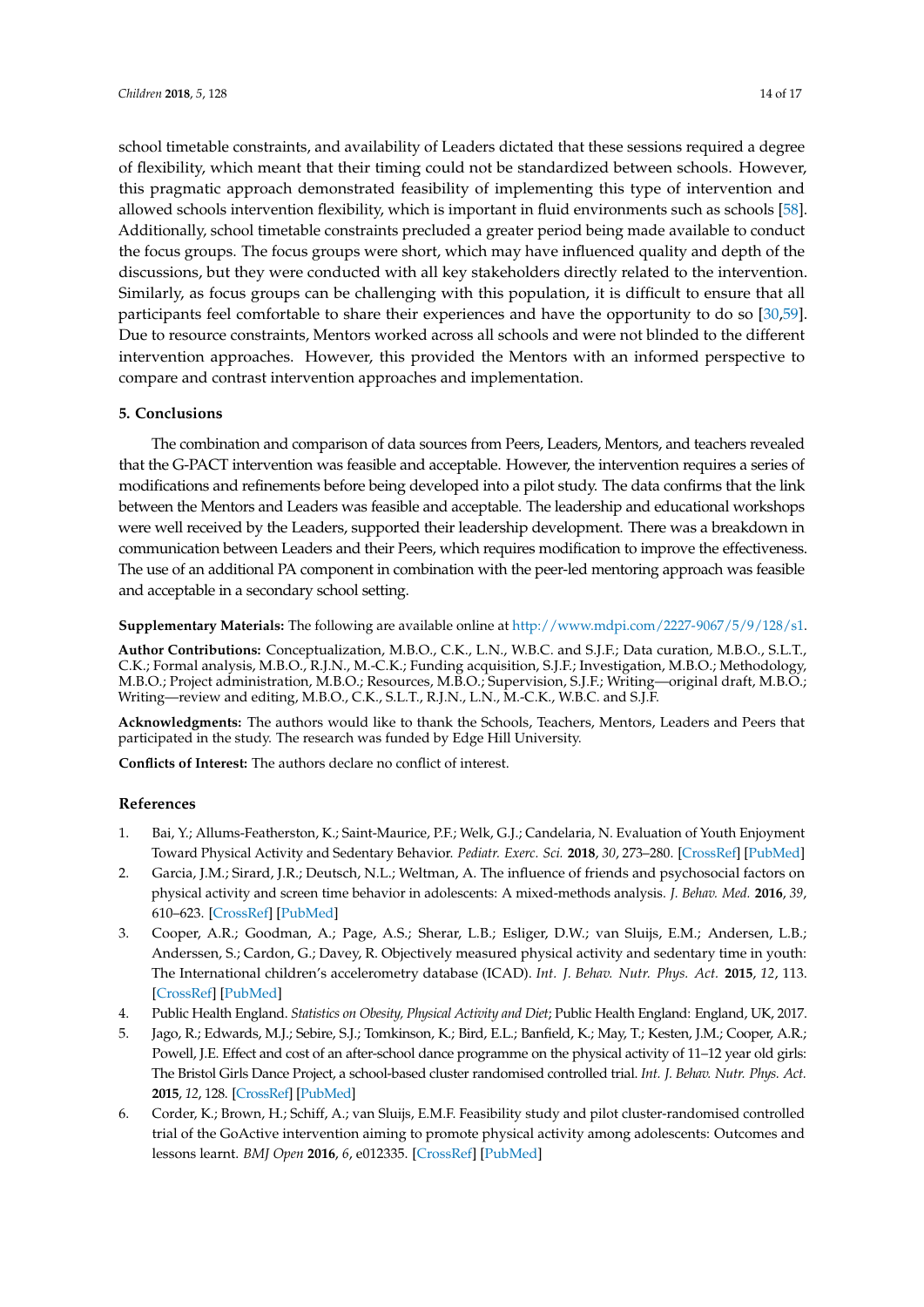school timetable constraints, and availability of Leaders dictated that these sessions required a degree of flexibility, which meant that their timing could not be standardized between schools. However, this pragmatic approach demonstrated feasibility of implementing this type of intervention and allowed schools intervention flexibility, which is important in fluid environments such as schools [58]. Additionally, school timetable constraints precluded a greater period being made available to conduct the focus groups. The focus groups were short, which may have influenced quality and depth of the discussions, but they were conducted with all key stakeholders directly related to the intervention. Similarly, as focus groups can be challenging with this population, it is difficult to ensure that all participants feel comfortable to share their experiences and have the opportunity to do so [30,59]. Due to resource constraints, Mentors worked across all schools and were not blinded to the different intervention approaches. However, this provided the Mentors with an informed perspective to compare and contrast intervention approaches and implementation.

## 5. Conclusions

The combination and comparison of data sources from Peers, Leaders, Mentors, and teachers revealed that the G-PACT intervention was feasible and acceptable. However, the intervention requires a series of modifications and refinements before being developed into a pilot study. The data confirms that the link between the Mentors and Leaders was feasible and acceptable. The leadership and educational workshops were well received by the Leaders, supported their leadership development. There was a breakdown in communication between Leaders and their Peers, which requires modification to improve the effectiveness. The use of an additional PA component in combination with the peer-led mentoring approach was feasible and acceptable in a secondary school setting.

**Supplementary Materials:** The following are available online at http://www.mdpi.com/2227-9067/5/9/128/s1.

**Author Contributions:** Conceptualization, M.B.O., C.K., L.N., W.B.C. and S.J.F.; Data curation, M.B.O., S.L.T., C.K.; Formal analysis, M.B.O., R.J.N., M.-C.K.; Funding acquisition, S.J.F.; Investigation, M.B.O.; Methodology, M.B.O.; Project administration, M.B.O.; Resources, M.B.O.; Supervision, S.J.F.; Writing—original draft, M.B.O.; Writing—review and editing, M.B.O., C.K., S.L.T., R.J.N., L.N., M.-C.K., W.B.C. and S.J.F.

**Acknowledgments:** The authors would like to thank the Schools, Teachers, Mentors, Leaders and Peers that participated in the study. The research was funded by Edge Hill University.

**Conflicts of Interest:** The authors declare no conflict of interest.

## References

1. Bai, Y.; Allums-Featherston, K.; Saint-Maurice, P.F.; Welk, G.J.; Candelaria, N. Evaluation of Youth Enjoyment Toward Physical Activity and Sedentary Behavior. *Pediatr. Exerc. Sci.* **2018**, *30*, 273–280. [CrossRef] [PubMed]
2. Garcia, J.M.; Sirard, J.R.; Deutsch, N.L.; Weltman, A. The influence of friends and psychosocial factors on physical activity and screen time behavior in adolescents: A mixed-methods analysis. *J. Behav. Med.* **2016**, *39*, 610–623. [CrossRef] [PubMed]
3. Cooper, A.R.; Goodman, A.; Page, A.S.; Sherar, L.B.; Esliger, D.W.; van Sluijs, E.M.; Andersen, L.B.; Anderssen, S.; Cardon, G.; Davey, R. Objectively measured physical activity and sedentary time in youth: The International children's accelerometry database (ICAD). *Int. J. Behav. Nutr. Phys. Act.* **2015**, *12*, 113. [CrossRef] [PubMed]
4. Public Health England. *Statistics on Obesity, Physical Activity and Diet*; Public Health England: England, UK, 2017.
5. Jago, R.; Edwards, M.J.; Sebire, S.J.; Tomkinson, K.; Bird, E.L.; Banfield, K.; May, T.; Kesten, J.M.; Cooper, A.R.; Powell, J.E. Effect and cost of an after-school dance programme on the physical activity of 11–12 year old girls: The Bristol Girls Dance Project, a school-based cluster randomised controlled trial. *Int. J. Behav. Nutr. Phys. Act.* **2015**, *12*, 128. [CrossRef] [PubMed]
6. Corder, K.; Brown, H.; Schiff, A.; van Sluijs, E.M.F. Feasibility study and pilot cluster-randomised controlled trial of the GoActive intervention aiming to promote physical activity among adolescents: Outcomes and lessons learnt. *BMJ Open* **2016**, *6*, e012335. [CrossRef] [PubMed]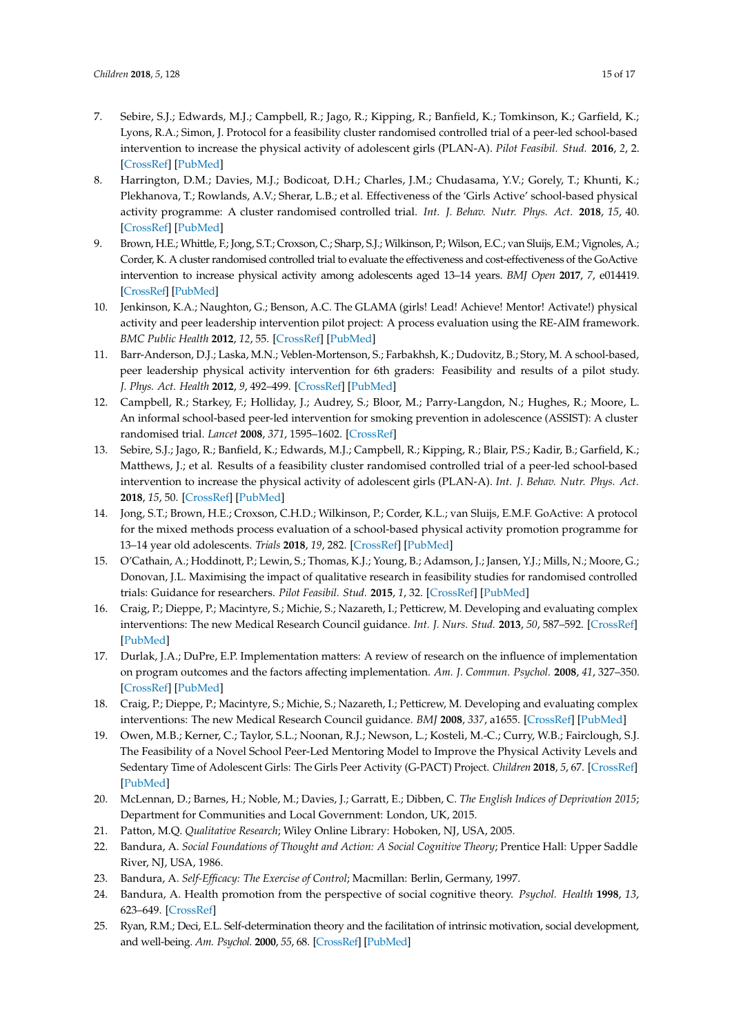7. Sebire, S.J.; Edwards, M.J.; Campbell, R.; Jago, R.; Kipping, R.; Banfield, K.; Tomkinson, K.; Garfield, K.; Lyons, R.A.; Simon, J. Protocol for a feasibility cluster randomised controlled trial of a peer-led school-based intervention to increase the physical activity of adolescent girls (PLAN-A). *Pilot Feasibil. Stud.* **2016**, *2*, 2. [CrossRef] [PubMed]
8. Harrington, D.M.; Davies, M.J.; Bodicoat, D.H.; Charles, J.M.; Chudasama, Y.V.; Gorely, T.; Khunti, K.; Plekhanova, T.; Rowlands, A.V.; Sherar, L.B.; et al. Effectiveness of the 'Girls Active' school-based physical activity programme: A cluster randomised controlled trial. *Int. J. Behav. Nutr. Phys. Act.* **2018**, *15*, 40. [CrossRef] [PubMed]
9. Brown, H.E.; Whittle, F.; Jong, S.T.; Croxson, C.; Sharp, S.J.; Wilkinson, P.; Wilson, E.C.; van Sluijs, E.M.; Vignoles, A.; Corder, K. A cluster randomised controlled trial to evaluate the effectiveness and cost-effectiveness of the GoActive intervention to increase physical activity among adolescents aged 13–14 years. *BMJ Open* **2017**, *7*, e014419. [CrossRef] [PubMed]
10. Jenkinson, K.A.; Naughton, G.; Benson, A.C. The GLAMA (girls! Lead! Achieve! Mentor! Activate!) physical activity and peer leadership intervention pilot project: A process evaluation using the RE-AIM framework. *BMC Public Health* **2012**, *12*, 55. [CrossRef] [PubMed]
11. Barr-Anderson, D.J.; Laska, M.N.; Veblen-Mortenson, S.; Farbakhsh, K.; Dudovitz, B.; Story, M. A school-based, peer leadership physical activity intervention for 6th graders: Feasibility and results of a pilot study. *J. Phys. Act. Health* **2012**, *9*, 492–499. [CrossRef] [PubMed]
12. Campbell, R.; Starkey, F.; Holliday, J.; Audrey, S.; Bloor, M.; Parry-Langdon, N.; Hughes, R.; Moore, L. An informal school-based peer-led intervention for smoking prevention in adolescence (ASSIST): A cluster randomised trial. *Lancet* **2008**, *371*, 1595–1602. [CrossRef]
13. Sebire, S.J.; Jago, R.; Banfield, K.; Edwards, M.J.; Campbell, R.; Kipping, R.; Blair, P.S.; Kadir, B.; Garfield, K.; Matthews, J.; et al. Results of a feasibility cluster randomised controlled trial of a peer-led school-based intervention to increase the physical activity of adolescent girls (PLAN-A). *Int. J. Behav. Nutr. Phys. Act.* **2018**, *15*, 50. [CrossRef] [PubMed]
14. Jong, S.T.; Brown, H.E.; Croxson, C.H.D.; Wilkinson, P.; Corder, K.L.; van Sluijs, E.M.F. GoActive: A protocol for the mixed methods process evaluation of a school-based physical activity promotion programme for 13–14 year old adolescents. *Trials* **2018**, *19*, 282. [CrossRef] [PubMed]
15. O'Cathain, A.; Hoddinott, P.; Lewin, S.; Thomas, K.J.; Young, B.; Adamson, J.; Jansen, Y.J.; Mills, N.; Moore, G.; Donovan, J.L. Maximising the impact of qualitative research in feasibility studies for randomised controlled trials: Guidance for researchers. *Pilot Feasibil. Stud.* **2015**, *1*, 32. [CrossRef] [PubMed]
16. Craig, P.; Dieppe, P.; Macintyre, S.; Michie, S.; Nazareth, I.; Petticrew, M. Developing and evaluating complex interventions: The new Medical Research Council guidance. *Int. J. Nurs. Stud.* **2013**, *50*, 587–592. [CrossRef] [PubMed]
17. Durlak, J.A.; DuPre, E.P. Implementation matters: A review of research on the influence of implementation on program outcomes and the factors affecting implementation. *Am. J. Commun. Psychol.* **2008**, *41*, 327–350. [CrossRef] [PubMed]
18. Craig, P.; Dieppe, P.; Macintyre, S.; Michie, S.; Nazareth, I.; Petticrew, M. Developing and evaluating complex interventions: The new Medical Research Council guidance. *BMJ* **2008**, *337*, a1655. [CrossRef] [PubMed]
19. Owen, M.B.; Kerner, C.; Taylor, S.L.; Noonan, R.J.; Newson, L.; Kosteli, M.-C.; Curry, W.B.; Fairclough, S.J. The Feasibility of a Novel School Peer-Led Mentoring Model to Improve the Physical Activity Levels and Sedentary Time of Adolescent Girls: The Girls Peer Activity (G-PACT) Project. *Children* **2018**, *5*, 67. [CrossRef] [PubMed]
20. McLennan, D.; Barnes, H.; Noble, M.; Davies, J.; Garratt, E.; Dibben, C. *The English Indices of Deprivation 2015*; Department for Communities and Local Government: London, UK, 2015.
21. Patton, M.Q. *Qualitative Research*; Wiley Online Library: Hoboken, NJ, USA, 2005.
22. Bandura, A. *Social Foundations of Thought and Action: A Social Cognitive Theory*; Prentice Hall: Upper Saddle River, NJ, USA, 1986.
23. Bandura, A. *Self-Efficacy: The Exercise of Control*; Macmillan: Berlin, Germany, 1997.
24. Bandura, A. Health promotion from the perspective of social cognitive theory. *Psychol. Health* **1998**, *13*, 623–649. [CrossRef]
25. Ryan, R.M.; Deci, E.L. Self-determination theory and the facilitation of intrinsic motivation, social development, and well-being. *Am. Psychol.* **2000**, *55*, 68. [CrossRef] [PubMed]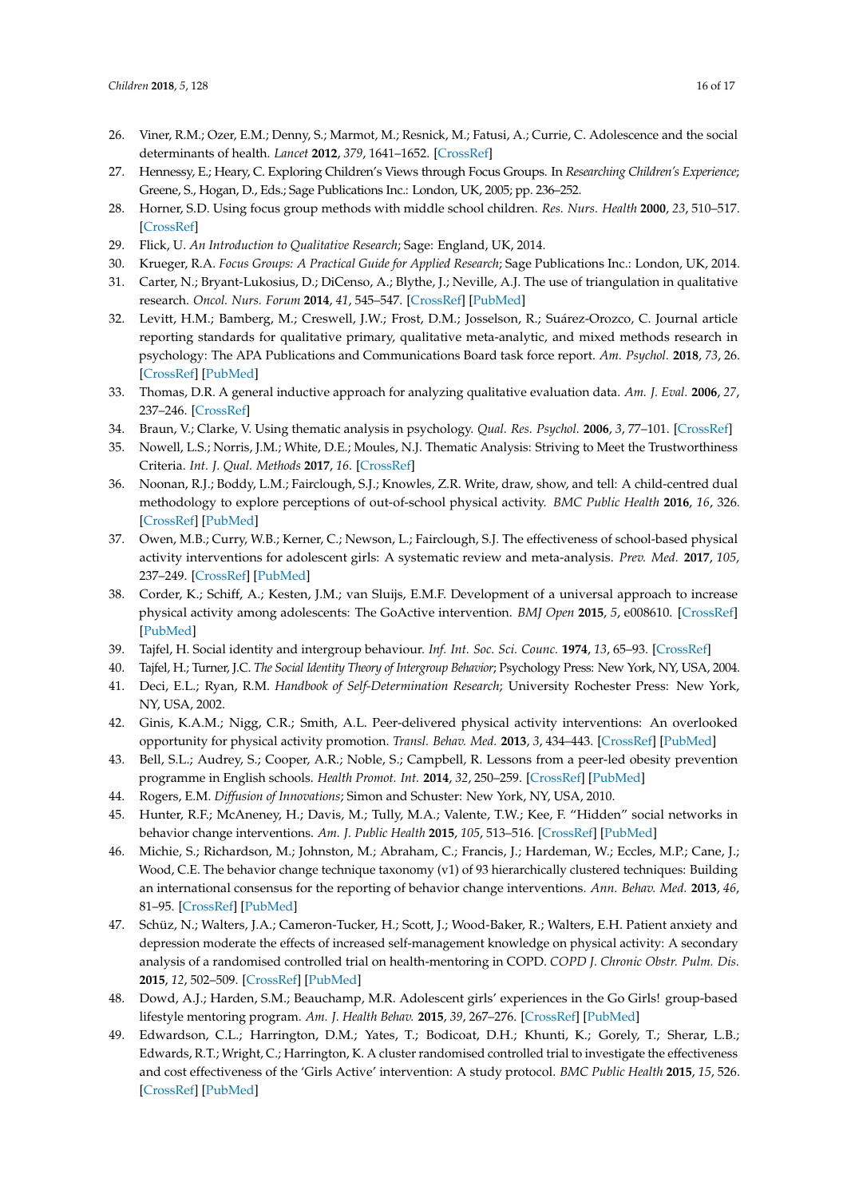26. Viner, R.M.; Ozer, E.M.; Denny, S.; Marmot, M.; Resnick, M.; Fatusi, A.; Currie, C. Adolescence and the social determinants of health. *Lancet* **2012**, *379*, 1641–1652. [CrossRef]
27. Hennessy, E.; Heary, C. Exploring Children's Views through Focus Groups. In *Researching Children's Experience*; Greene, S., Hogan, D., Eds.; Sage Publications Inc.: London, UK, 2005; pp. 236–252.
28. Horner, S.D. Using focus group methods with middle school children. *Res. Nurs. Health* **2000**, *23*, 510–517. [CrossRef]
29. Flick, U. *An Introduction to Qualitative Research*; Sage: England, UK, 2014.
30. Krueger, R.A. *Focus Groups: A Practical Guide for Applied Research*; Sage Publications Inc.: London, UK, 2014.
31. Carter, N.; Bryant-Lukosius, D.; DiCenso, A.; Blythe, J.; Neville, A.J. The use of triangulation in qualitative research. *Oncol. Nurs. Forum* **2014**, *41*, 545–547. [CrossRef] [PubMed]
32. Levitt, H.M.; Bamberg, M.; Creswell, J.W.; Frost, D.M.; Josselson, R.; Suárez-Orozco, C. Journal article reporting standards for qualitative primary, qualitative meta-analytic, and mixed methods research in psychology: The APA Publications and Communications Board task force report. *Am. Psychol.* **2018**, *73*, 26. [CrossRef] [PubMed]
33. Thomas, D.R. A general inductive approach for analyzing qualitative evaluation data. *Am. J. Eval.* **2006**, *27*, 237–246. [CrossRef]
34. Braun, V.; Clarke, V. Using thematic analysis in psychology. *Qual. Res. Psychol.* **2006**, *3*, 77–101. [CrossRef]
35. Nowell, L.S.; Norris, J.M.; White, D.E.; Moules, N.J. Thematic Analysis: Striving to Meet the Trustworthiness Criteria. *Int. J. Qual. Methods* **2017**, *16*. [CrossRef]
36. Noonan, R.J.; Boddy, L.M.; Fairclough, S.J.; Knowles, Z.R. Write, draw, show, and tell: A child-centred dual methodology to explore perceptions of out-of-school physical activity. *BMC Public Health* **2016**, *16*, 326. [CrossRef] [PubMed]
37. Owen, M.B.; Curry, W.B.; Kerner, C.; Newson, L.; Fairclough, S.J. The effectiveness of school-based physical activity interventions for adolescent girls: A systematic review and meta-analysis. *Prev. Med.* **2017**, *105*, 237–249. [CrossRef] [PubMed]
38. Corder, K.; Schiff, A.; Kesten, J.M.; van Sluijs, E.M.F. Development of a universal approach to increase physical activity among adolescents: The GoActive intervention. *BMJ Open* **2015**, *5*, e008610. [CrossRef] [PubMed]
39. Tajfel, H. Social identity and intergroup behaviour. *Inf. Int. Soc. Sci. Counc.* **1974**, *13*, 65–93. [CrossRef]
40. Tajfel, H.; Turner, J.C. *The Social Identity Theory of Intergroup Behavior*; Psychology Press: New York, NY, USA, 2004.
41. Deci, E.L.; Ryan, R.M. *Handbook of Self-Determination Research*; University Rochester Press: New York, NY, USA, 2002.
42. Ginis, K.A.M.; Nigg, C.R.; Smith, A.L. Peer-delivered physical activity interventions: An overlooked opportunity for physical activity promotion. *Transl. Behav. Med.* **2013**, *3*, 434–443. [CrossRef] [PubMed]
43. Bell, S.L.; Audrey, S.; Cooper, A.R.; Noble, S.; Campbell, R. Lessons from a peer-led obesity prevention programme in English schools. *Health Promot. Int.* **2014**, *32*, 250–259. [CrossRef] [PubMed]
44. Rogers, E.M. *Diffusion of Innovations*; Simon and Schuster: New York, NY, USA, 2010.
45. Hunter, R.F.; McAneney, H.; Davis, M.; Tully, M.A.; Valente, T.W.; Kee, F. "Hidden" social networks in behavior change interventions. *Am. J. Public Health* **2015**, *105*, 513–516. [CrossRef] [PubMed]
46. Michie, S.; Richardson, M.; Johnston, M.; Abraham, C.; Francis, J.; Hardeman, W.; Eccles, M.P.; Cane, J.; Wood, C.E. The behavior change technique taxonomy (v1) of 93 hierarchically clustered techniques: Building an international consensus for the reporting of behavior change interventions. *Ann. Behav. Med.* **2013**, *46*, 81–95. [CrossRef] [PubMed]
47. Schüz, N.; Walters, J.A.; Cameron-Tucker, H.; Scott, J.; Wood-Baker, R.; Walters, E.H. Patient anxiety and depression moderate the effects of increased self-management knowledge on physical activity: A secondary analysis of a randomised controlled trial on health-mentoring in COPD. *COPD J. Chronic Obstr. Pulm. Dis.* **2015**, *12*, 502–509. [CrossRef] [PubMed]
48. Dowd, A.J.; Harden, S.M.; Beauchamp, M.R. Adolescent girls' experiences in the Go Girls! group-based lifestyle mentoring program. *Am. J. Health Behav.* **2015**, *39*, 267–276. [CrossRef] [PubMed]
49. Edwardson, C.L.; Harrington, D.M.; Yates, T.; Bodicoat, D.H.; Khunti, K.; Gorely, T.; Sherar, L.B.; Edwards, R.T.; Wright, C.; Harrington, K. A cluster randomised controlled trial to investigate the effectiveness and cost effectiveness of the 'Girls Active' intervention: A study protocol. *BMC Public Health* **2015**, *15*, 526. [CrossRef] [PubMed]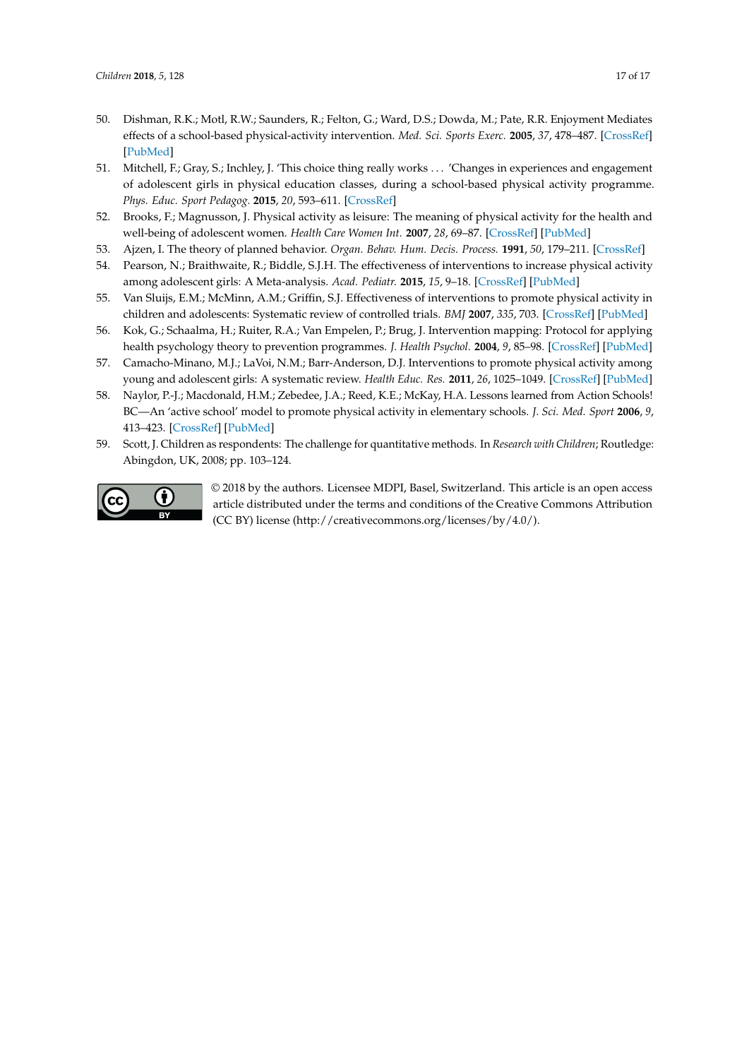50. Dishman, R.K.; Motl, R.W.; Saunders, R.; Felton, G.; Ward, D.S.; Dowda, M.; Pate, R.R. Enjoyment Mediates effects of a school-based physical-activity intervention. *Med. Sci. Sports Exerc.* **2005**, *37*, 478–487. [CrossRef] [PubMed]
51. Mitchell, F.; Gray, S.; Inchley, J. 'This choice thing really works . . . 'Changes in experiences and engagement of adolescent girls in physical education classes, during a school-based physical activity programme. *Phys. Educ. Sport Pedagog.* **2015**, *20*, 593–611. [CrossRef]
52. Brooks, F.; Magnusson, J. Physical activity as leisure: The meaning of physical activity for the health and well-being of adolescent women. *Health Care Women Int.* **2007**, *28*, 69–87. [CrossRef] [PubMed]
53. Ajzen, I. The theory of planned behavior. *Organ. Behav. Hum. Decis. Process.* **1991**, *50*, 179–211. [CrossRef]
54. Pearson, N.; Braithwaite, R.; Biddle, S.J.H. The effectiveness of interventions to increase physical activity among adolescent girls: A Meta-analysis. *Acad. Pediatr.* **2015**, *15*, 9–18. [CrossRef] [PubMed]
55. Van Sluijs, E.M.; McMinn, A.M.; Griffin, S.J. Effectiveness of interventions to promote physical activity in children and adolescents: Systematic review of controlled trials. *BMJ* **2007**, *335*, 703. [CrossRef] [PubMed]
56. Kok, G.; Schaalma, H.; Ruiter, R.A.; Van Empelen, P.; Brug, J. Intervention mapping: Protocol for applying health psychology theory to prevention programmes. *J. Health Psychol.* **2004**, *9*, 85–98. [CrossRef] [PubMed]
57. Camacho-Minano, M.J.; LaVoi, N.M.; Barr-Anderson, D.J. Interventions to promote physical activity among young and adolescent girls: A systematic review. *Health Educ. Res.* **2011**, *26*, 1025–1049. [CrossRef] [PubMed]
58. Naylor, P.-J.; Macdonald, H.M.; Zebedee, J.A.; Reed, K.E.; McKay, H.A. Lessons learned from Action Schools! BC—An 'active school' model to promote physical activity in elementary schools. *J. Sci. Med. Sport* **2006**, *9*, 413–423. [CrossRef] [PubMed]
59. Scott, J. Children as respondents: The challenge for quantitative methods. In *Research with Children*; Routledge: Abingdon, UK, 2008; pp. 103–124.

© 2018 by the authors. Licensee MDPI, Basel, Switzerland. This article is an open access article distributed under the terms and conditions of the Creative Commons Attribution (CC BY) license (http://creativecommons.org/licenses/by/4.0/).